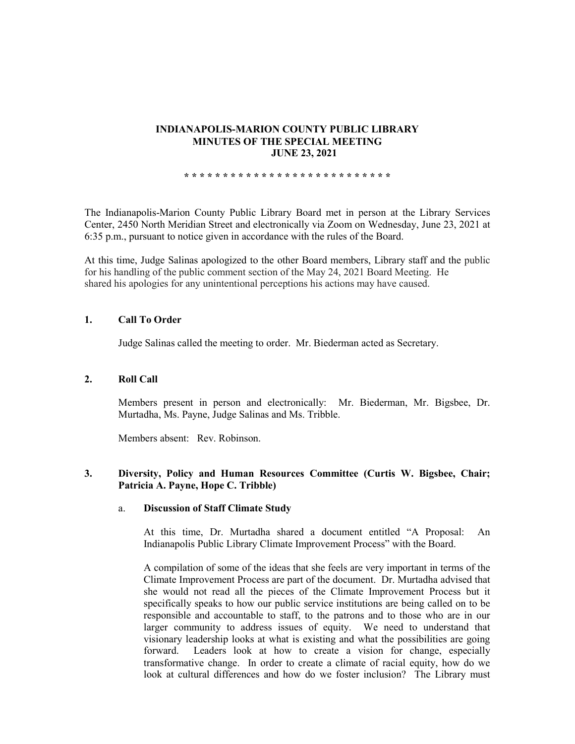**INDIANAPOLIS-MARION COUNTY PUBLIC LIBRARY**
**MINUTES OF THE SPECIAL MEETING**
**JUNE 23, 2021**

**\* \* \* \* \* \* \* \* \* \* \* \* \* \* \* \* \* \* \* \* \* \* \* \* \* \* \***

The Indianapolis-Marion County Public Library Board met in person at the Library Services Center, 2450 North Meridian Street and electronically via Zoom on Wednesday, June 23, 2021 at 6:35 p.m., pursuant to notice given in accordance with the rules of the Board.

At this time, Judge Salinas apologized to the other Board members, Library staff and the public for his handling of the public comment section of the May 24, 2021 Board Meeting. He shared his apologies for any unintentional perceptions his actions may have caused.

## 1. Call To Order

Judge Salinas called the meeting to order. Mr. Biederman acted as Secretary.

## 2. Roll Call

Members present in person and electronically: Mr. Biederman, Mr. Bigsbee, Dr. Murtadha, Ms. Payne, Judge Salinas and Ms. Tribble.

Members absent: Rev. Robinson.

## 3. Diversity, Policy and Human Resources Committee (Curtis W. Bigsbee, Chair; Patricia A. Payne, Hope C. Tribble)

### a. Discussion of Staff Climate Study

At this time, Dr. Murtadha shared a document entitled "A Proposal: An Indianapolis Public Library Climate Improvement Process" with the Board.

A compilation of some of the ideas that she feels are very important in terms of the Climate Improvement Process are part of the document. Dr. Murtadha advised that she would not read all the pieces of the Climate Improvement Process but it specifically speaks to how our public service institutions are being called on to be responsible and accountable to staff, to the patrons and to those who are in our larger community to address issues of equity. We need to understand that visionary leadership looks at what is existing and what the possibilities are going forward. Leaders look at how to create a vision for change, especially transformative change. In order to create a climate of racial equity, how do we look at cultural differences and how do we foster inclusion? The Library must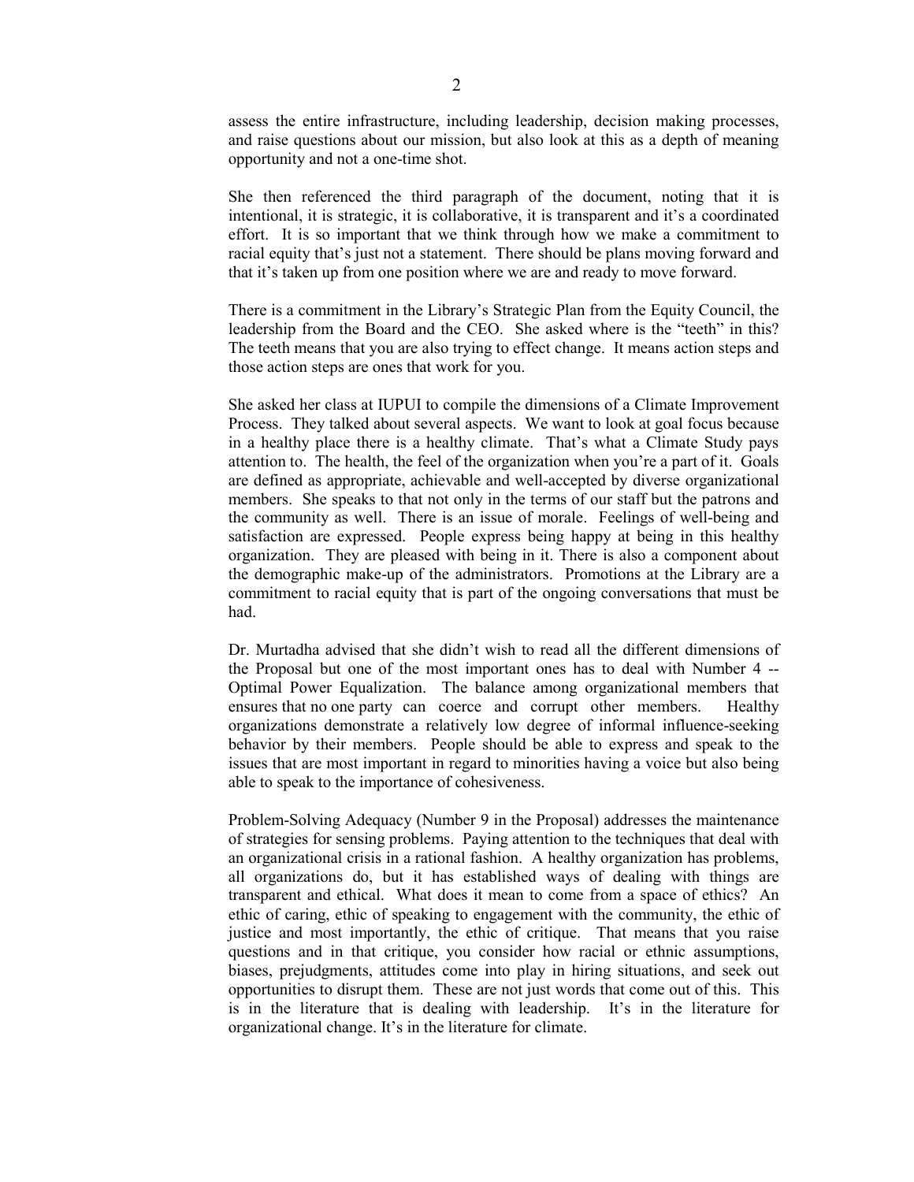assess the entire infrastructure, including leadership, decision making processes, and raise questions about our mission, but also look at this as a depth of meaning opportunity and not a one-time shot.

She then referenced the third paragraph of the document, noting that it is intentional, it is strategic, it is collaborative, it is transparent and it's a coordinated effort. It is so important that we think through how we make a commitment to racial equity that's just not a statement. There should be plans moving forward and that it's taken up from one position where we are and ready to move forward.

There is a commitment in the Library's Strategic Plan from the Equity Council, the leadership from the Board and the CEO. She asked where is the "teeth" in this? The teeth means that you are also trying to effect change. It means action steps and those action steps are ones that work for you.

She asked her class at IUPUI to compile the dimensions of a Climate Improvement Process. They talked about several aspects. We want to look at goal focus because in a healthy place there is a healthy climate. That's what a Climate Study pays attention to. The health, the feel of the organization when you're a part of it. Goals are defined as appropriate, achievable and well-accepted by diverse organizational members. She speaks to that not only in the terms of our staff but the patrons and the community as well. There is an issue of morale. Feelings of well-being and satisfaction are expressed. People express being happy at being in this healthy organization. They are pleased with being in it. There is also a component about the demographic make-up of the administrators. Promotions at the Library are a commitment to racial equity that is part of the ongoing conversations that must be had.

Dr. Murtadha advised that she didn't wish to read all the different dimensions of the Proposal but one of the most important ones has to deal with Number 4 -- Optimal Power Equalization. The balance among organizational members that ensures that no one party can coerce and corrupt other members. Healthy organizations demonstrate a relatively low degree of informal influence-seeking behavior by their members. People should be able to express and speak to the issues that are most important in regard to minorities having a voice but also being able to speak to the importance of cohesiveness.

Problem-Solving Adequacy (Number 9 in the Proposal) addresses the maintenance of strategies for sensing problems. Paying attention to the techniques that deal with an organizational crisis in a rational fashion. A healthy organization has problems, all organizations do, but it has established ways of dealing with things are transparent and ethical. What does it mean to come from a space of ethics? An ethic of caring, ethic of speaking to engagement with the community, the ethic of justice and most importantly, the ethic of critique. That means that you raise questions and in that critique, you consider how racial or ethnic assumptions, biases, prejudgments, attitudes come into play in hiring situations, and seek out opportunities to disrupt them. These are not just words that come out of this. This is in the literature that is dealing with leadership. It's in the literature for organizational change. It's in the literature for climate.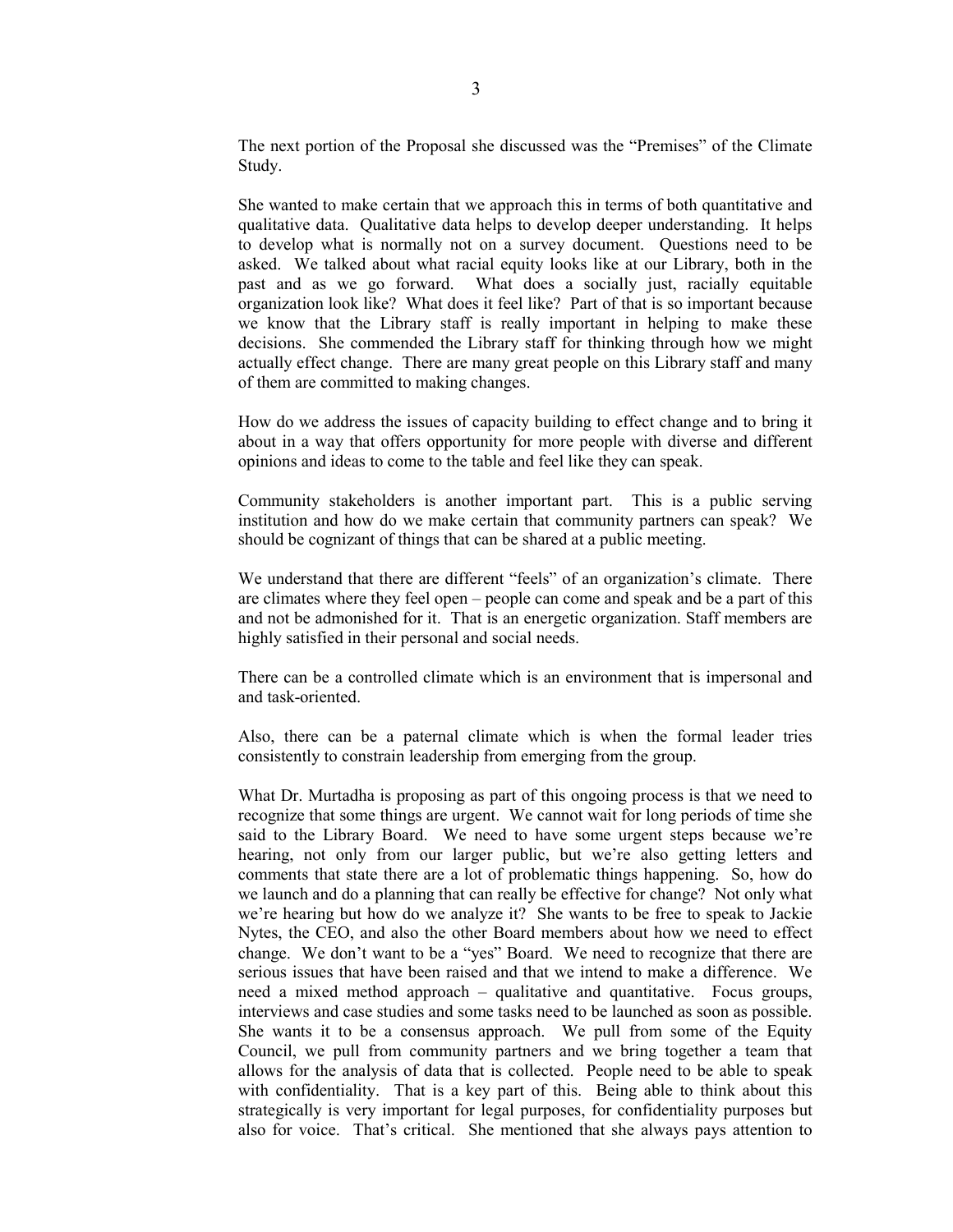The next portion of the Proposal she discussed was the "Premises" of the Climate Study.

She wanted to make certain that we approach this in terms of both quantitative and qualitative data. Qualitative data helps to develop deeper understanding. It helps to develop what is normally not on a survey document. Questions need to be asked. We talked about what racial equity looks like at our Library, both in the past and as we go forward. What does a socially just, racially equitable organization look like? What does it feel like? Part of that is so important because we know that the Library staff is really important in helping to make these decisions. She commended the Library staff for thinking through how we might actually effect change. There are many great people on this Library staff and many of them are committed to making changes.

How do we address the issues of capacity building to effect change and to bring it about in a way that offers opportunity for more people with diverse and different opinions and ideas to come to the table and feel like they can speak.

Community stakeholders is another important part. This is a public serving institution and how do we make certain that community partners can speak? We should be cognizant of things that can be shared at a public meeting.

We understand that there are different "feels" of an organization's climate. There are climates where they feel open – people can come and speak and be a part of this and not be admonished for it. That is an energetic organization. Staff members are highly satisfied in their personal and social needs.

There can be a controlled climate which is an environment that is impersonal and and task-oriented.

Also, there can be a paternal climate which is when the formal leader tries consistently to constrain leadership from emerging from the group.

What Dr. Murtadha is proposing as part of this ongoing process is that we need to recognize that some things are urgent. We cannot wait for long periods of time she said to the Library Board. We need to have some urgent steps because we're hearing, not only from our larger public, but we're also getting letters and comments that state there are a lot of problematic things happening. So, how do we launch and do a planning that can really be effective for change? Not only what we're hearing but how do we analyze it? She wants to be free to speak to Jackie Nytes, the CEO, and also the other Board members about how we need to effect change. We don't want to be a "yes" Board. We need to recognize that there are serious issues that have been raised and that we intend to make a difference. We need a mixed method approach – qualitative and quantitative. Focus groups, interviews and case studies and some tasks need to be launched as soon as possible. She wants it to be a consensus approach. We pull from some of the Equity Council, we pull from community partners and we bring together a team that allows for the analysis of data that is collected. People need to be able to speak with confidentiality. That is a key part of this. Being able to think about this strategically is very important for legal purposes, for confidentiality purposes but also for voice. That's critical. She mentioned that she always pays attention to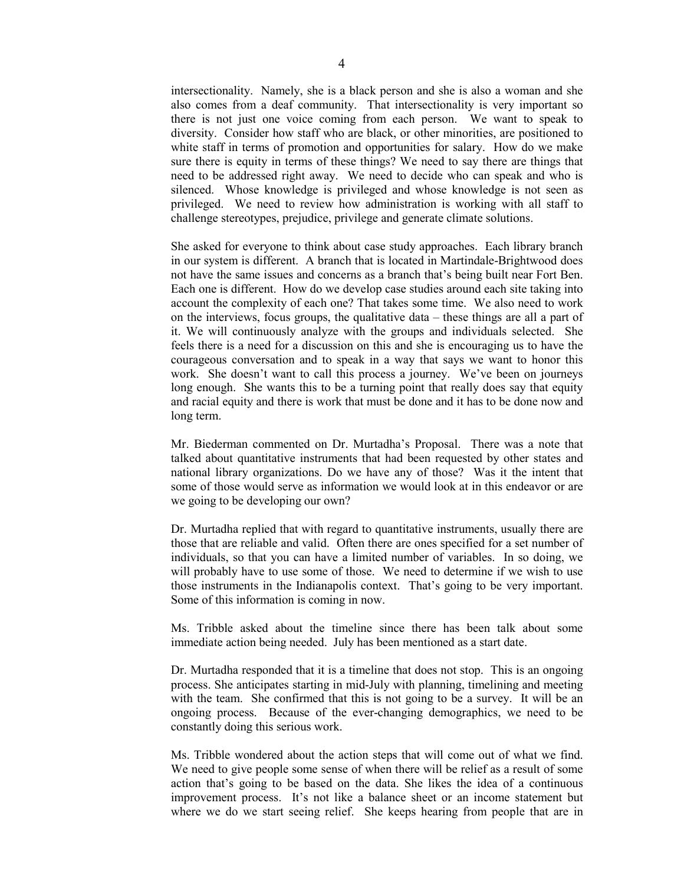intersectionality. Namely, she is a black person and she is also a woman and she also comes from a deaf community. That intersectionality is very important so there is not just one voice coming from each person. We want to speak to diversity. Consider how staff who are black, or other minorities, are positioned to white staff in terms of promotion and opportunities for salary. How do we make sure there is equity in terms of these things? We need to say there are things that need to be addressed right away. We need to decide who can speak and who is silenced. Whose knowledge is privileged and whose knowledge is not seen as privileged. We need to review how administration is working with all staff to challenge stereotypes, prejudice, privilege and generate climate solutions.

She asked for everyone to think about case study approaches. Each library branch in our system is different. A branch that is located in Martindale-Brightwood does not have the same issues and concerns as a branch that's being built near Fort Ben. Each one is different. How do we develop case studies around each site taking into account the complexity of each one? That takes some time. We also need to work on the interviews, focus groups, the qualitative data – these things are all a part of it. We will continuously analyze with the groups and individuals selected. She feels there is a need for a discussion on this and she is encouraging us to have the courageous conversation and to speak in a way that says we want to honor this work. She doesn't want to call this process a journey. We've been on journeys long enough. She wants this to be a turning point that really does say that equity and racial equity and there is work that must be done and it has to be done now and long term.

Mr. Biederman commented on Dr. Murtadha's Proposal. There was a note that talked about quantitative instruments that had been requested by other states and national library organizations. Do we have any of those? Was it the intent that some of those would serve as information we would look at in this endeavor or are we going to be developing our own?

Dr. Murtadha replied that with regard to quantitative instruments, usually there are those that are reliable and valid. Often there are ones specified for a set number of individuals, so that you can have a limited number of variables. In so doing, we will probably have to use some of those. We need to determine if we wish to use those instruments in the Indianapolis context. That's going to be very important. Some of this information is coming in now.

Ms. Tribble asked about the timeline since there has been talk about some immediate action being needed. July has been mentioned as a start date.

Dr. Murtadha responded that it is a timeline that does not stop. This is an ongoing process. She anticipates starting in mid-July with planning, timelining and meeting with the team. She confirmed that this is not going to be a survey. It will be an ongoing process. Because of the ever-changing demographics, we need to be constantly doing this serious work.

Ms. Tribble wondered about the action steps that will come out of what we find. We need to give people some sense of when there will be relief as a result of some action that's going to be based on the data. She likes the idea of a continuous improvement process. It's not like a balance sheet or an income statement but where we do we start seeing relief. She keeps hearing from people that are in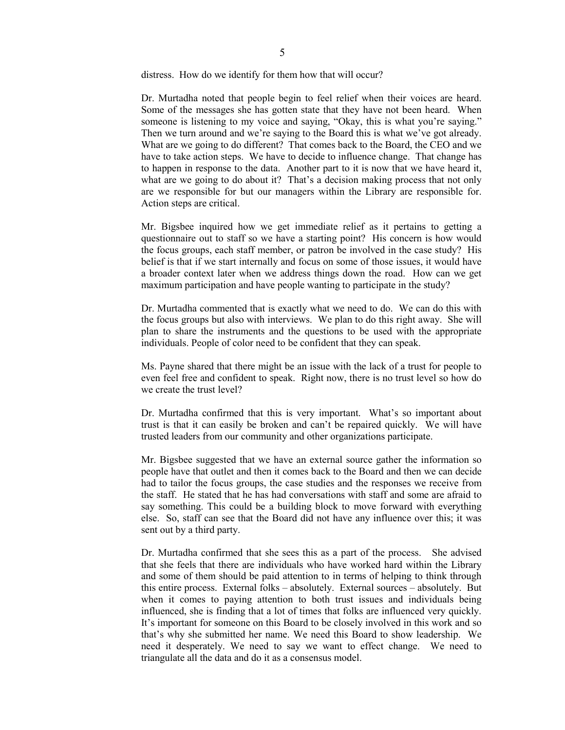distress. How do we identify for them how that will occur?

Dr. Murtadha noted that people begin to feel relief when their voices are heard. Some of the messages she has gotten state that they have not been heard. When someone is listening to my voice and saying, "Okay, this is what you're saying." Then we turn around and we're saying to the Board this is what we've got already. What are we going to do different? That comes back to the Board, the CEO and we have to take action steps. We have to decide to influence change. That change has to happen in response to the data. Another part to it is now that we have heard it, what are we going to do about it? That's a decision making process that not only are we responsible for but our managers within the Library are responsible for. Action steps are critical.

Mr. Bigsbee inquired how we get immediate relief as it pertains to getting a questionnaire out to staff so we have a starting point? His concern is how would the focus groups, each staff member, or patron be involved in the case study? His belief is that if we start internally and focus on some of those issues, it would have a broader context later when we address things down the road. How can we get maximum participation and have people wanting to participate in the study?

Dr. Murtadha commented that is exactly what we need to do. We can do this with the focus groups but also with interviews. We plan to do this right away. She will plan to share the instruments and the questions to be used with the appropriate individuals. People of color need to be confident that they can speak.

Ms. Payne shared that there might be an issue with the lack of a trust for people to even feel free and confident to speak. Right now, there is no trust level so how do we create the trust level?

Dr. Murtadha confirmed that this is very important. What's so important about trust is that it can easily be broken and can't be repaired quickly. We will have trusted leaders from our community and other organizations participate.

Mr. Bigsbee suggested that we have an external source gather the information so people have that outlet and then it comes back to the Board and then we can decide had to tailor the focus groups, the case studies and the responses we receive from the staff. He stated that he has had conversations with staff and some are afraid to say something. This could be a building block to move forward with everything else. So, staff can see that the Board did not have any influence over this; it was sent out by a third party.

Dr. Murtadha confirmed that she sees this as a part of the process. She advised that she feels that there are individuals who have worked hard within the Library and some of them should be paid attention to in terms of helping to think through this entire process. External folks – absolutely. External sources – absolutely. But when it comes to paying attention to both trust issues and individuals being influenced, she is finding that a lot of times that folks are influenced very quickly. It's important for someone on this Board to be closely involved in this work and so that's why she submitted her name. We need this Board to show leadership. We need it desperately. We need to say we want to effect change. We need to triangulate all the data and do it as a consensus model.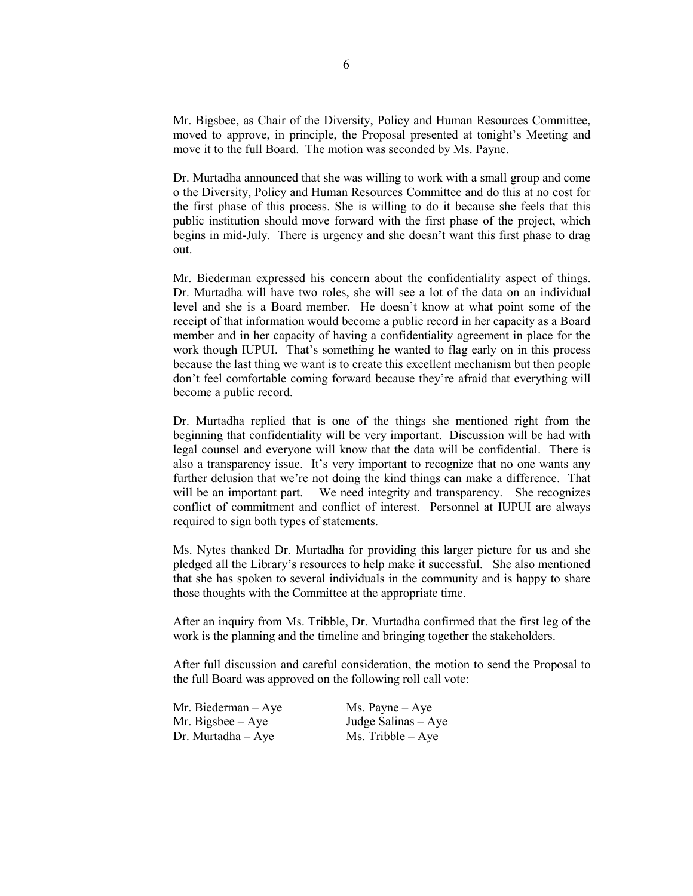Mr. Bigsbee, as Chair of the Diversity, Policy and Human Resources Committee, moved to approve, in principle, the Proposal presented at tonight's Meeting and move it to the full Board. The motion was seconded by Ms. Payne.

Dr. Murtadha announced that she was willing to work with a small group and come o the Diversity, Policy and Human Resources Committee and do this at no cost for the first phase of this process. She is willing to do it because she feels that this public institution should move forward with the first phase of the project, which begins in mid-July. There is urgency and she doesn't want this first phase to drag out.

Mr. Biederman expressed his concern about the confidentiality aspect of things. Dr. Murtadha will have two roles, she will see a lot of the data on an individual level and she is a Board member. He doesn't know at what point some of the receipt of that information would become a public record in her capacity as a Board member and in her capacity of having a confidentiality agreement in place for the work though IUPUI. That's something he wanted to flag early on in this process because the last thing we want is to create this excellent mechanism but then people don't feel comfortable coming forward because they're afraid that everything will become a public record.

Dr. Murtadha replied that is one of the things she mentioned right from the beginning that confidentiality will be very important. Discussion will be had with legal counsel and everyone will know that the data will be confidential. There is also a transparency issue. It's very important to recognize that no one wants any further delusion that we're not doing the kind things can make a difference. That will be an important part. We need integrity and transparency. She recognizes conflict of commitment and conflict of interest. Personnel at IUPUI are always required to sign both types of statements.

Ms. Nytes thanked Dr. Murtadha for providing this larger picture for us and she pledged all the Library's resources to help make it successful. She also mentioned that she has spoken to several individuals in the community and is happy to share those thoughts with the Committee at the appropriate time.

After an inquiry from Ms. Tribble, Dr. Murtadha confirmed that the first leg of the work is the planning and the timeline and bringing together the stakeholders.

After full discussion and careful consideration, the motion to send the Proposal to the full Board was approved on the following roll call vote:

Mr. Biederman – Aye
Mr. Bigsbee – Aye
Dr. Murtadha – Aye
Ms. Payne – Aye
Judge Salinas – Aye
Ms. Tribble – Aye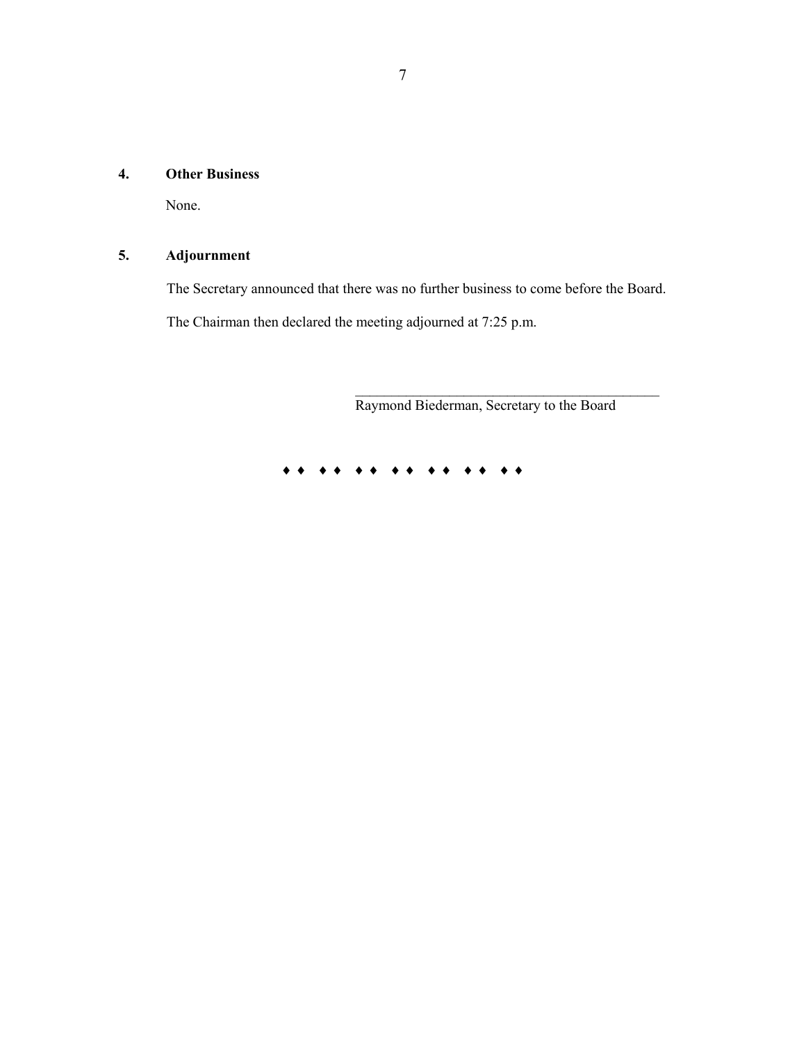**4. Other Business**

None.

**5. Adjournment**

The Secretary announced that there was no further business to come before the Board.

The Chairman then declared the meeting adjourned at 7:25 p.m.

\_\_\_\_\_\_\_\_\_\_\_\_\_\_\_\_\_\_\_\_\_\_\_\_\_\_\_\_\_\_\_\_\_\_\_\_\_\_\_\_\_\_\_\_

Raymond Biederman, Secretary to the Board

♦ ♦ ♦ ♦ ♦ ♦ ♦ ♦ ♦ ♦ ♦ ♦ ♦ ♦